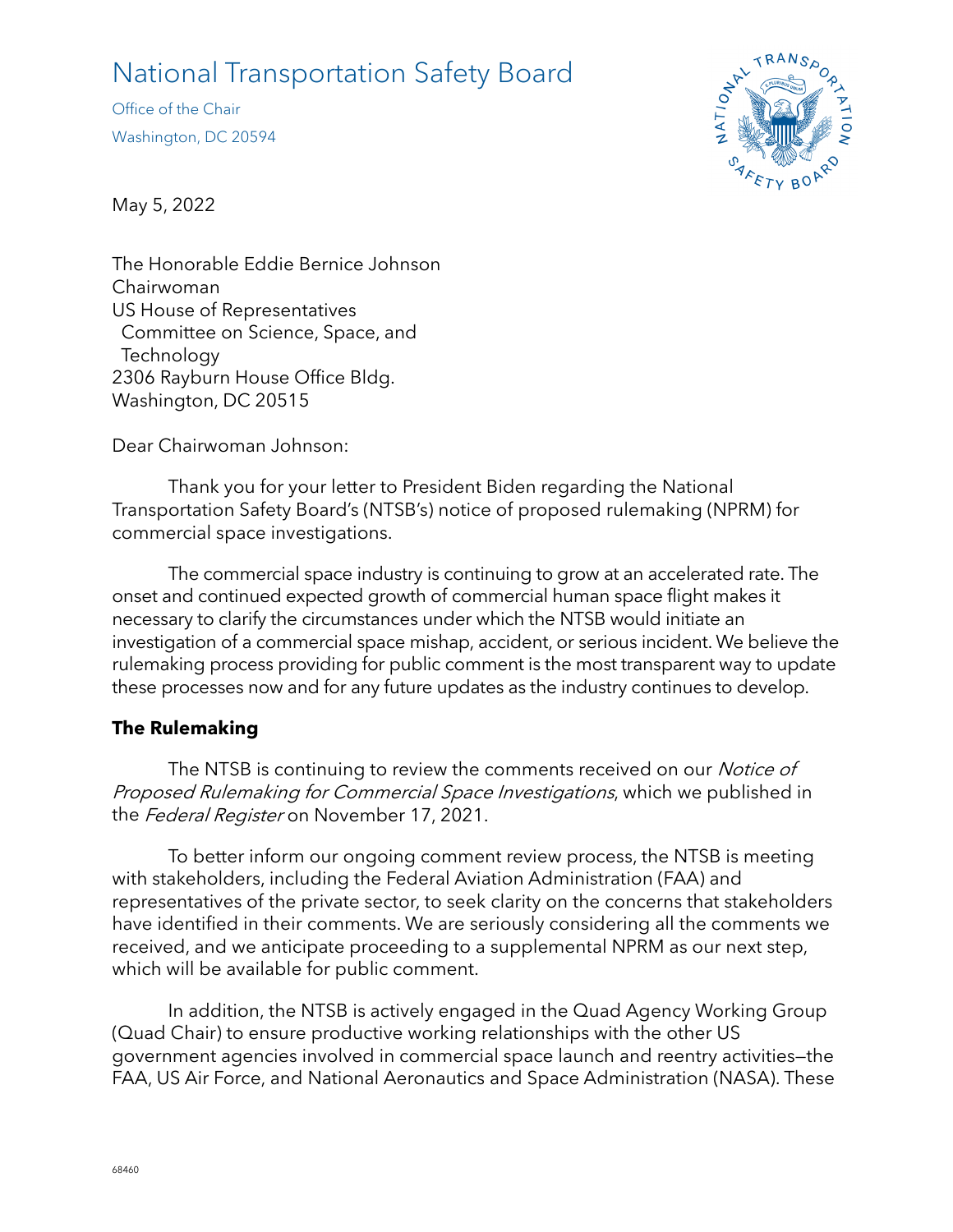# National Transportation Safety Board

Office of the Chair
Washington, DC 20594

May 5, 2022

The Honorable Eddie Bernice Johnson
Chairwoman
US House of Representatives
Committee on Science, Space, and Technology
2306 Rayburn House Office Bldg.
Washington, DC 20515

Dear Chairwoman Johnson:

Thank you for your letter to President Biden regarding the National Transportation Safety Board's (NTSB's) notice of proposed rulemaking (NPRM) for commercial space investigations.

The commercial space industry is continuing to grow at an accelerated rate. The onset and continued expected growth of commercial human space flight makes it necessary to clarify the circumstances under which the NTSB would initiate an investigation of a commercial space mishap, accident, or serious incident. We believe the rulemaking process providing for public comment is the most transparent way to update these processes now and for any future updates as the industry continues to develop.

## The Rulemaking

The NTSB is continuing to review the comments received on our *Notice of Proposed Rulemaking for Commercial Space Investigations*, which we published in the *Federal Register* on November 17, 2021.

To better inform our ongoing comment review process, the NTSB is meeting with stakeholders, including the Federal Aviation Administration (FAA) and representatives of the private sector, to seek clarity on the concerns that stakeholders have identified in their comments. We are seriously considering all the comments we received, and we anticipate proceeding to a supplemental NPRM as our next step, which will be available for public comment.

In addition, the NTSB is actively engaged in the Quad Agency Working Group (Quad Chair) to ensure productive working relationships with the other US government agencies involved in commercial space launch and reentry activities—the FAA, US Air Force, and National Aeronautics and Space Administration (NASA). These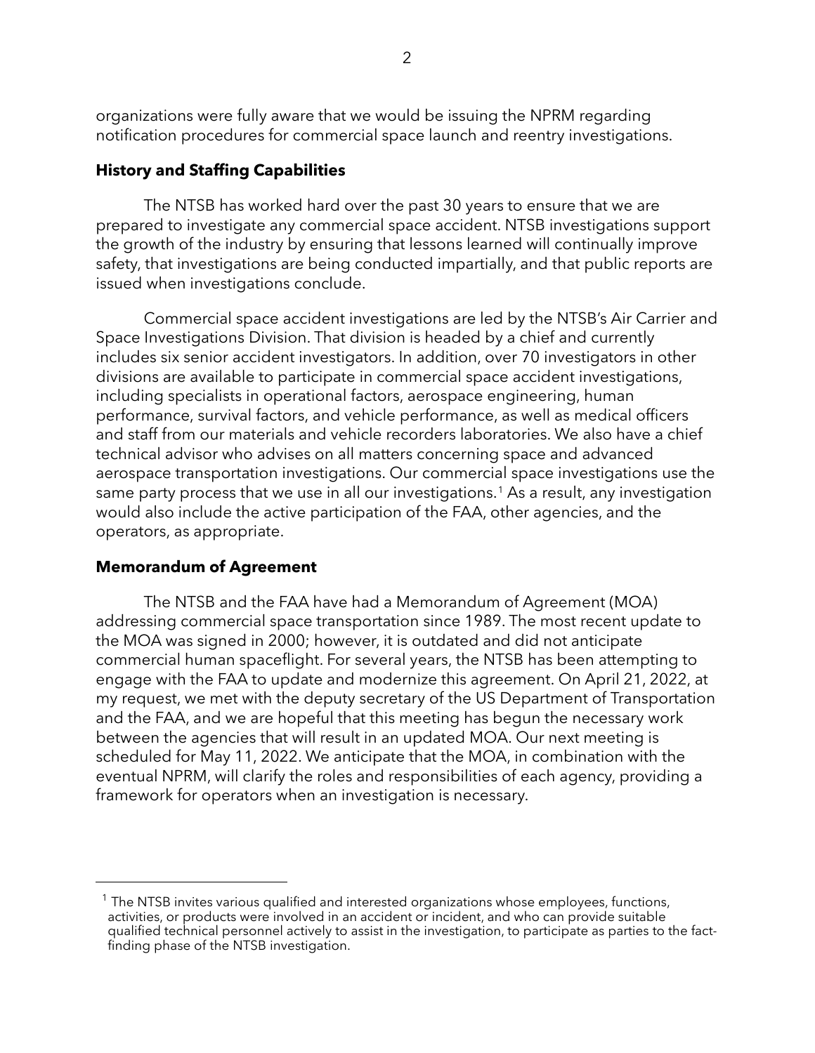organizations were fully aware that we would be issuing the NPRM regarding notification procedures for commercial space launch and reentry investigations.

## History and Staffing Capabilities

The NTSB has worked hard over the past 30 years to ensure that we are prepared to investigate any commercial space accident. NTSB investigations support the growth of the industry by ensuring that lessons learned will continually improve safety, that investigations are being conducted impartially, and that public reports are issued when investigations conclude.

Commercial space accident investigations are led by the NTSB's Air Carrier and Space Investigations Division. That division is headed by a chief and currently includes six senior accident investigators. In addition, over 70 investigators in other divisions are available to participate in commercial space accident investigations, including specialists in operational factors, aerospace engineering, human performance, survival factors, and vehicle performance, as well as medical officers and staff from our materials and vehicle recorders laboratories. We also have a chief technical advisor who advises on all matters concerning space and advanced aerospace transportation investigations. Our commercial space investigations use the same party process that we use in all our investigations.[1] As a result, any investigation would also include the active participation of the FAA, other agencies, and the operators, as appropriate.

## Memorandum of Agreement

The NTSB and the FAA have had a Memorandum of Agreement (MOA) addressing commercial space transportation since 1989. The most recent update to the MOA was signed in 2000; however, it is outdated and did not anticipate commercial human spaceflight. For several years, the NTSB has been attempting to engage with the FAA to update and modernize this agreement. On April 21, 2022, at my request, we met with the deputy secretary of the US Department of Transportation and the FAA, and we are hopeful that this meeting has begun the necessary work between the agencies that will result in an updated MOA. Our next meeting is scheduled for May 11, 2022. We anticipate that the MOA, in combination with the eventual NPRM, will clarify the roles and responsibilities of each agency, providing a framework for operators when an investigation is necessary.

---

[1] The NTSB invites various qualified and interested organizations whose employees, functions, activities, or products were involved in an accident or incident, and who can provide suitable qualified technical personnel actively to assist in the investigation, to participate as parties to the fact-finding phase of the NTSB investigation.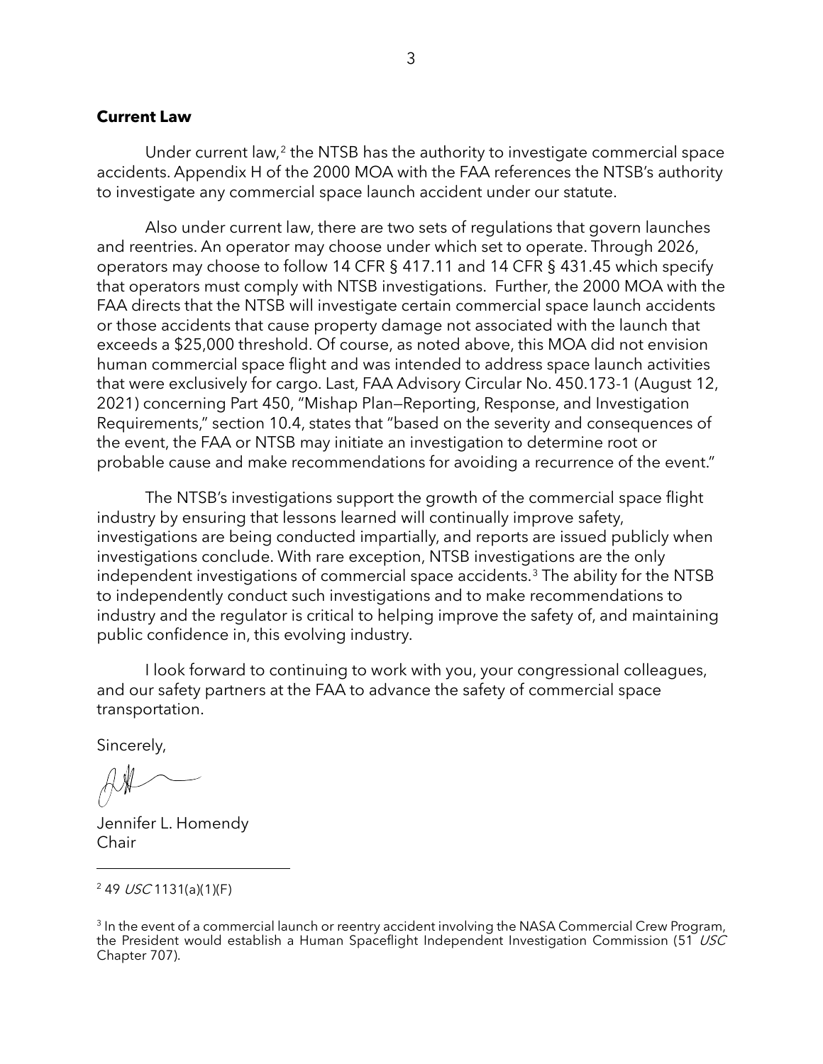## Current Law

Under current law,[2] the NTSB has the authority to investigate commercial space accidents. Appendix H of the 2000 MOA with the FAA references the NTSB's authority to investigate any commercial space launch accident under our statute.

Also under current law, there are two sets of regulations that govern launches and reentries. An operator may choose under which set to operate. Through 2026, operators may choose to follow 14 CFR § 417.11 and 14 CFR § 431.45 which specify that operators must comply with NTSB investigations. Further, the 2000 MOA with the FAA directs that the NTSB will investigate certain commercial space launch accidents or those accidents that cause property damage not associated with the launch that exceeds a $25,000 threshold. Of course, as noted above, this MOA did not envision human commercial space flight and was intended to address space launch activities that were exclusively for cargo. Last, FAA Advisory Circular No. 450.173-1 (August 12, 2021) concerning Part 450, "Mishap Plan—Reporting, Response, and Investigation Requirements," section 10.4, states that "based on the severity and consequences of the event, the FAA or NTSB may initiate an investigation to determine root or probable cause and make recommendations for avoiding a recurrence of the event."

The NTSB's investigations support the growth of the commercial space flight industry by ensuring that lessons learned will continually improve safety, investigations are being conducted impartially, and reports are issued publicly when investigations conclude. With rare exception, NTSB investigations are the only independent investigations of commercial space accidents.[3] The ability for the NTSB to independently conduct such investigations and to make recommendations to industry and the regulator is critical to helping improve the safety of, and maintaining public confidence in, this evolving industry.

I look forward to continuing to work with you, your congressional colleagues, and our safety partners at the FAA to advance the safety of commercial space transportation.

Sincerely,

Jennifer L. Homendy
Chair

---

[2] 49 *USC* 1131(a)(1)(F)

[3] In the event of a commercial launch or reentry accident involving the NASA Commercial Crew Program, the President would establish a Human Spaceflight Independent Investigation Commission (51 *USC* Chapter 707).